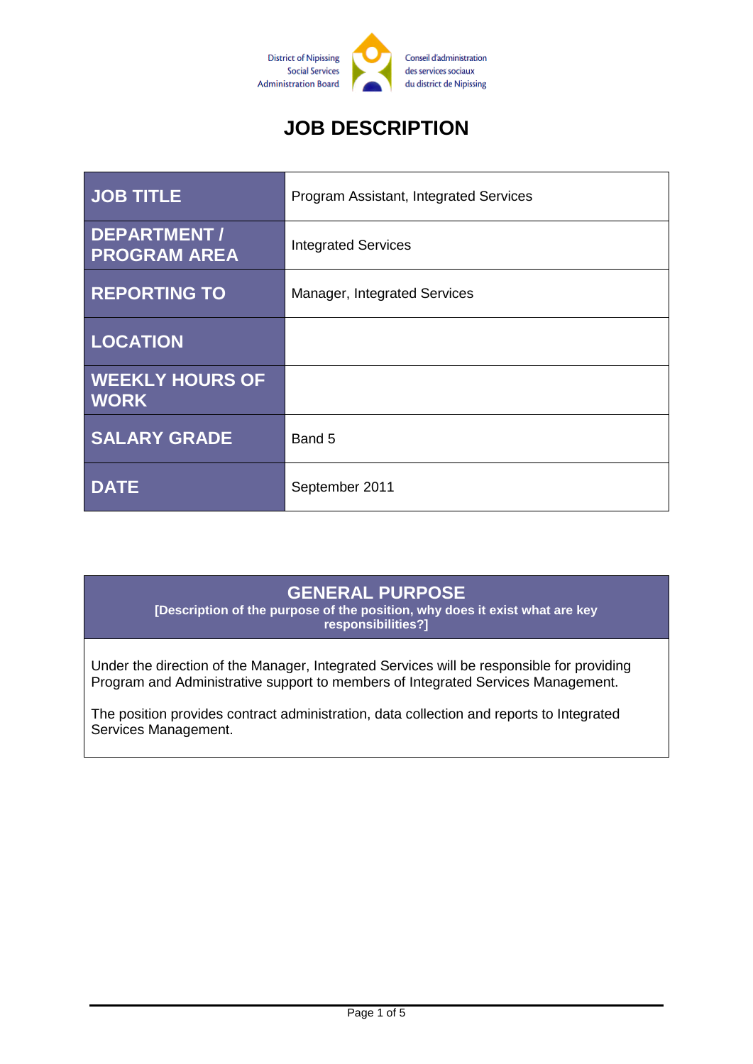District of Nipissing Social Services Administration Board

Conseil d'administration des services sociaux du district de Nipissing

# JOB DESCRIPTION

| JOB TITLE | Program Assistant, Integrated Services |
| --- | --- |
| DEPARTMENT / PROGRAM AREA | Integrated Services |
| REPORTING TO | Manager, Integrated Services |
| LOCATION | |
| WEEKLY HOURS OF WORK | |
| SALARY GRADE | Band 5 |
| DATE | September 2011 |

## GENERAL PURPOSE

**[Description of the purpose of the position, why does it exist what are key responsibilities?]**

Under the direction of the Manager, Integrated Services will be responsible for providing Program and Administrative support to members of Integrated Services Management.

The position provides contract administration, data collection and reports to Integrated Services Management.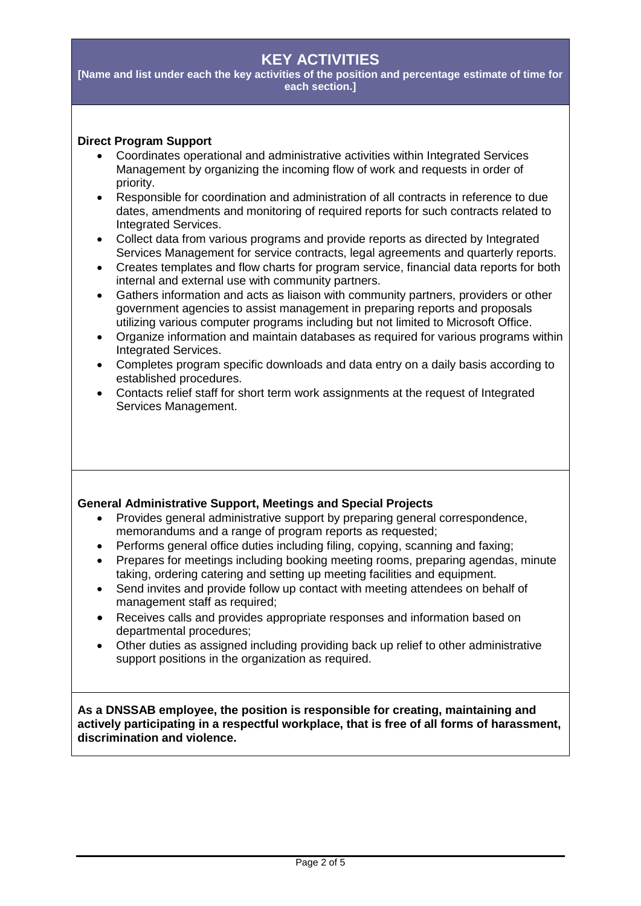## KEY ACTIVITIES

**[Name and list under each the key activities of the position and percentage estimate of time for each section.]**

**Direct Program Support**

- Coordinates operational and administrative activities within Integrated Services Management by organizing the incoming flow of work and requests in order of priority.
- Responsible for coordination and administration of all contracts in reference to due dates, amendments and monitoring of required reports for such contracts related to Integrated Services.
- Collect data from various programs and provide reports as directed by Integrated Services Management for service contracts, legal agreements and quarterly reports.
- Creates templates and flow charts for program service, financial data reports for both internal and external use with community partners.
- Gathers information and acts as liaison with community partners, providers or other government agencies to assist management in preparing reports and proposals utilizing various computer programs including but not limited to Microsoft Office.
- Organize information and maintain databases as required for various programs within Integrated Services.
- Completes program specific downloads and data entry on a daily basis according to established procedures.
- Contacts relief staff for short term work assignments at the request of Integrated Services Management.

**General Administrative Support, Meetings and Special Projects**

- Provides general administrative support by preparing general correspondence, memorandums and a range of program reports as requested;
- Performs general office duties including filing, copying, scanning and faxing;
- Prepares for meetings including booking meeting rooms, preparing agendas, minute taking, ordering catering and setting up meeting facilities and equipment.
- Send invites and provide follow up contact with meeting attendees on behalf of management staff as required;
- Receives calls and provides appropriate responses and information based on departmental procedures;
- Other duties as assigned including providing back up relief to other administrative support positions in the organization as required.

**As a DNSSAB employee, the position is responsible for creating, maintaining and actively participating in a respectful workplace, that is free of all forms of harassment, discrimination and violence.**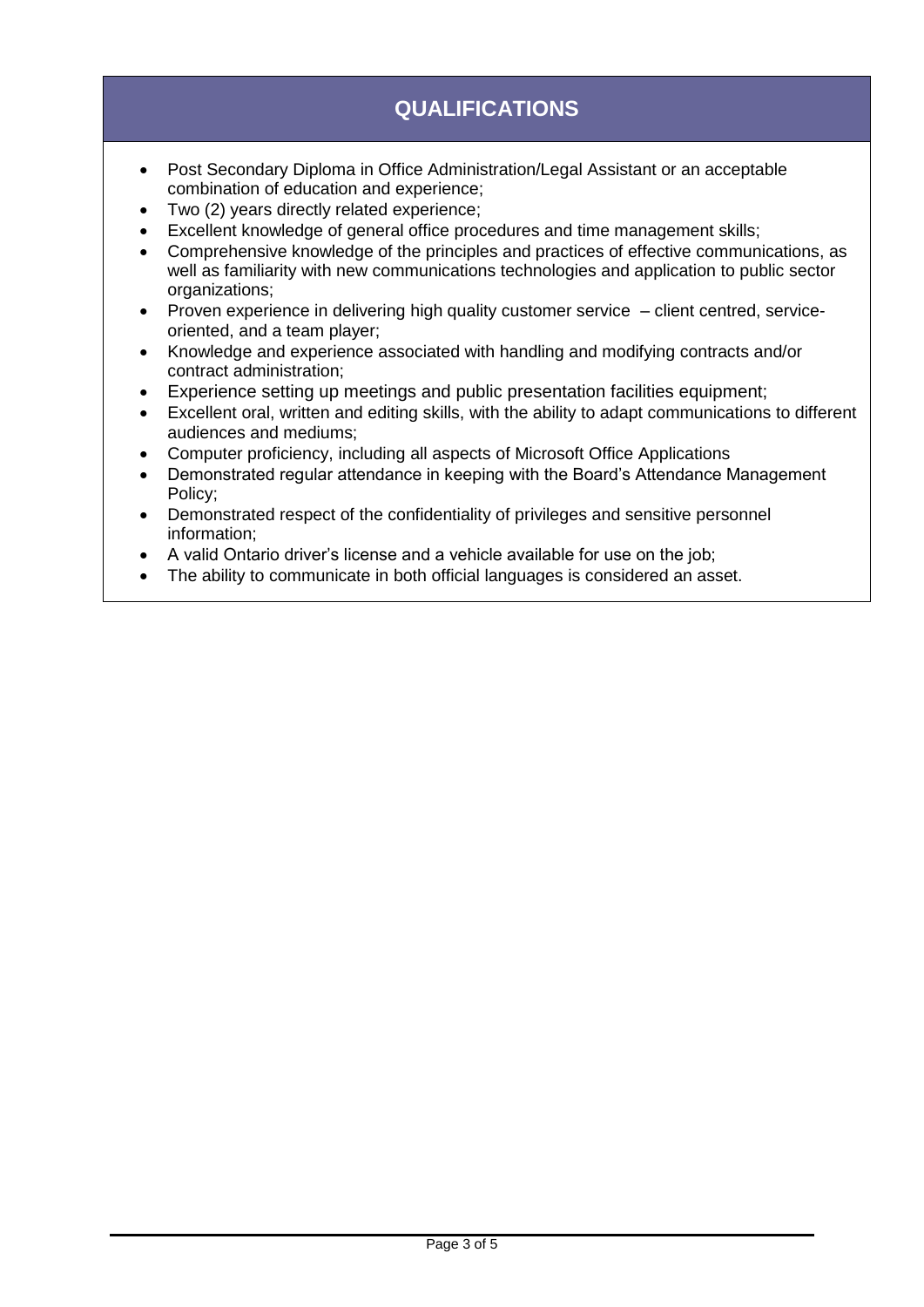## QUALIFICATIONS

- Post Secondary Diploma in Office Administration/Legal Assistant or an acceptable combination of education and experience;
- Two (2) years directly related experience;
- Excellent knowledge of general office procedures and time management skills;
- Comprehensive knowledge of the principles and practices of effective communications, as well as familiarity with new communications technologies and application to public sector organizations;
- Proven experience in delivering high quality customer service – client centred, service-oriented, and a team player;
- Knowledge and experience associated with handling and modifying contracts and/or contract administration;
- Experience setting up meetings and public presentation facilities equipment;
- Excellent oral, written and editing skills, with the ability to adapt communications to different audiences and mediums;
- Computer proficiency, including all aspects of Microsoft Office Applications
- Demonstrated regular attendance in keeping with the Board's Attendance Management Policy;
- Demonstrated respect of the confidentiality of privileges and sensitive personnel information;
- A valid Ontario driver's license and a vehicle available for use on the job;
- The ability to communicate in both official languages is considered an asset.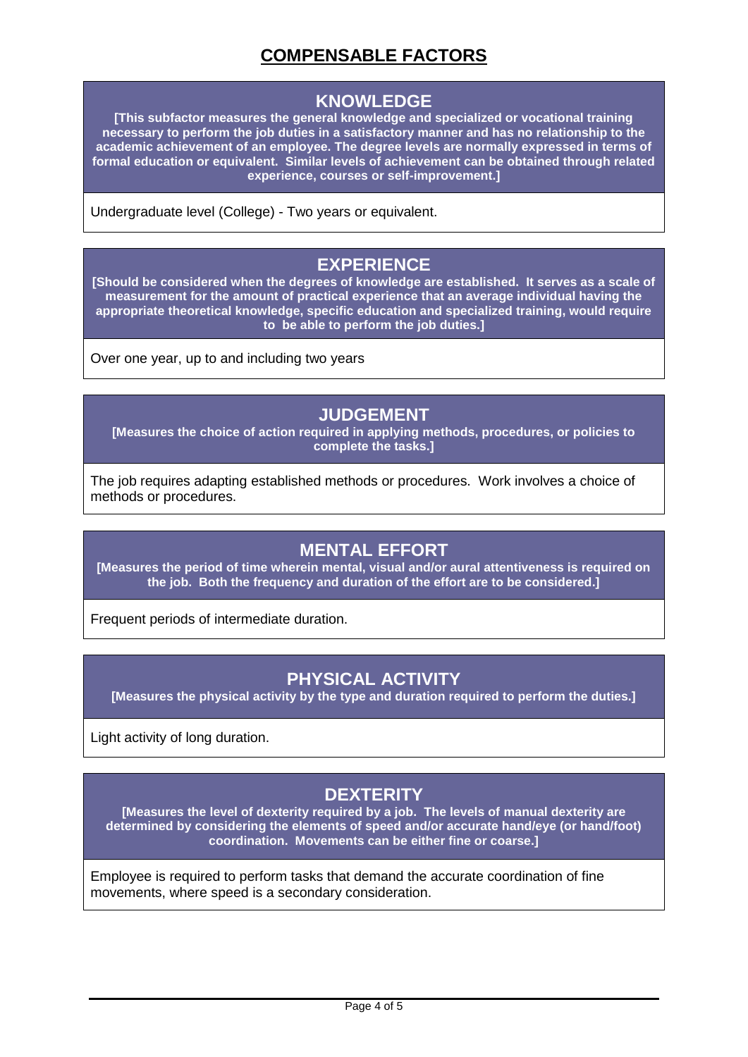# COMPENSABLE FACTORS

## KNOWLEDGE

**[This subfactor measures the general knowledge and specialized or vocational training necessary to perform the job duties in a satisfactory manner and has no relationship to the academic achievement of an employee. The degree levels are normally expressed in terms of formal education or equivalent. Similar levels of achievement can be obtained through related experience, courses or self-improvement.]**

Undergraduate level (College) - Two years or equivalent.

## EXPERIENCE

**[Should be considered when the degrees of knowledge are established. It serves as a scale of measurement for the amount of practical experience that an average individual having the appropriate theoretical knowledge, specific education and specialized training, would require to be able to perform the job duties.]**

Over one year, up to and including two years

## JUDGEMENT

**[Measures the choice of action required in applying methods, procedures, or policies to complete the tasks.]**

The job requires adapting established methods or procedures. Work involves a choice of methods or procedures.

## MENTAL EFFORT

**[Measures the period of time wherein mental, visual and/or aural attentiveness is required on the job. Both the frequency and duration of the effort are to be considered.]**

Frequent periods of intermediate duration.

## PHYSICAL ACTIVITY

**[Measures the physical activity by the type and duration required to perform the duties.]**

Light activity of long duration.

## DEXTERITY

**[Measures the level of dexterity required by a job. The levels of manual dexterity are determined by considering the elements of speed and/or accurate hand/eye (or hand/foot) coordination. Movements can be either fine or coarse.]**

Employee is required to perform tasks that demand the accurate coordination of fine movements, where speed is a secondary consideration.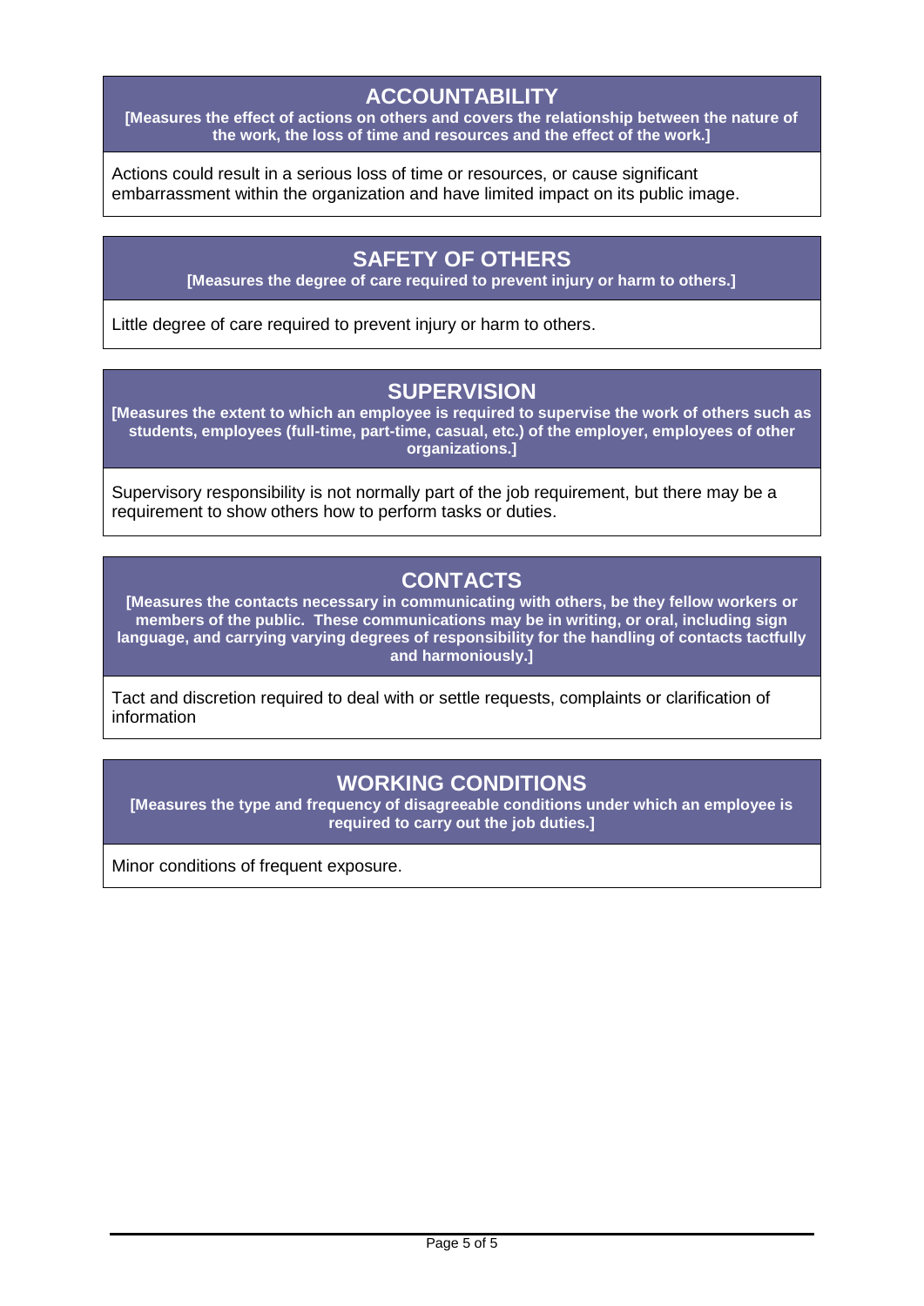## ACCOUNTABILITY

**[Measures the effect of actions on others and covers the relationship between the nature of the work, the loss of time and resources and the effect of the work.]**

Actions could result in a serious loss of time or resources, or cause significant embarrassment within the organization and have limited impact on its public image.

## SAFETY OF OTHERS

**[Measures the degree of care required to prevent injury or harm to others.]**

Little degree of care required to prevent injury or harm to others.

## SUPERVISION

**[Measures the extent to which an employee is required to supervise the work of others such as students, employees (full-time, part-time, casual, etc.) of the employer, employees of other organizations.]**

Supervisory responsibility is not normally part of the job requirement, but there may be a requirement to show others how to perform tasks or duties.

## CONTACTS

**[Measures the contacts necessary in communicating with others, be they fellow workers or members of the public. These communications may be in writing, or oral, including sign language, and carrying varying degrees of responsibility for the handling of contacts tactfully and harmoniously.]**

Tact and discretion required to deal with or settle requests, complaints or clarification of information

## WORKING CONDITIONS

**[Measures the type and frequency of disagreeable conditions under which an employee is required to carry out the job duties.]**

Minor conditions of frequent exposure.